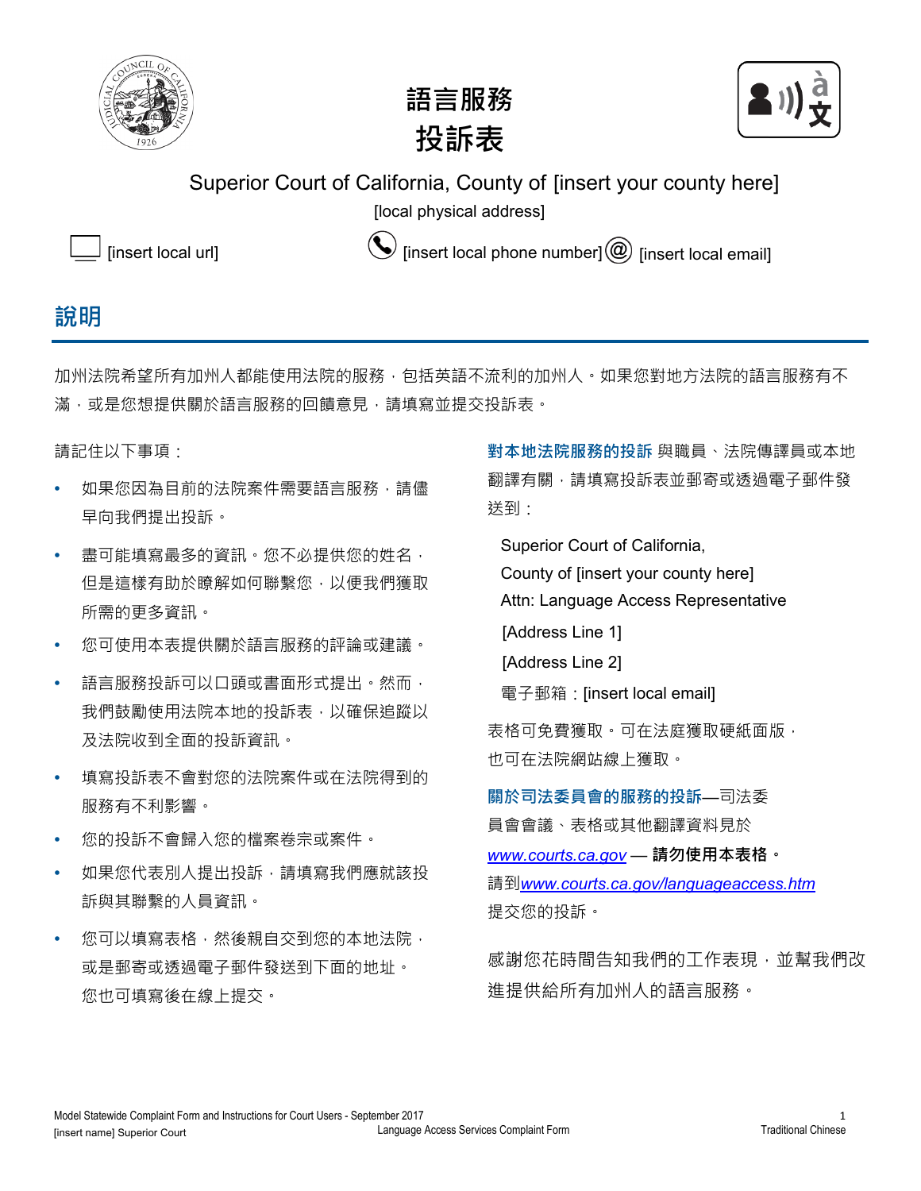# 語言服務
# 投訴表

Superior Court of California, County of [insert your county here]

[local physical address]

[insert local url] [insert local phone number] [insert local email]

## 說明

加州法院希望所有加州人都能使用法院的服務，包括英語不流利的加州人。如果您對地方法院的語言服務有不滿，或是您想提供關於語言服務的回饋意見，請填寫並提交投訴表。

請記住以下事項：

- 如果您因為目前的法院案件需要語言服務，請儘早向我們提出投訴。
- 盡可能填寫最多的資訊。您不必提供您的姓名，但是這樣有助於瞭解如何聯繫您，以便我們獲取所需的更多資訊。
- 您可使用本表提供關於語言服務的評論或建議。
- 語言服務投訴可以口頭或書面形式提出。然而，我們鼓勵使用法院本地的投訴表，以確保追蹤以及法院收到全面的投訴資訊。
- 填寫投訴表不會對您的法院案件或在法院得到的服務有不利影響。
- 您的投訴不會歸入您的檔案卷宗或案件。
- 如果您代表別人提出投訴，請填寫我們應就該投訴與其聯繫的人員資訊。
- 您可以填寫表格，然後親自交到您的本地法院，或是郵寄或透過電子郵件發送到下面的地址。您也可填寫後在線上提交。

**對本地法院服務的投訴** 與職員、法院傳譯員或本地翻譯有關，請填寫投訴表並郵寄或透過電子郵件發送到：

Superior Court of California,
County of [insert your county here]
Attn: Language Access Representative
[Address Line 1]
[Address Line 2]
電子郵箱：[insert local email]

表格可免費獲取。可在法庭獲取硬紙面版，也可在法院網站線上獲取。

**關於司法委員會的服務的投訴**—司法委員會會議、表格或其他翻譯資料見於 www.courts.ca.gov — **請勿使用本表格。** 請到www.courts.ca.gov/languageaccess.htm提交您的投訴。

感謝您花時間告知我們的工作表現，並幫我們改進提供給所有加州人的語言服務。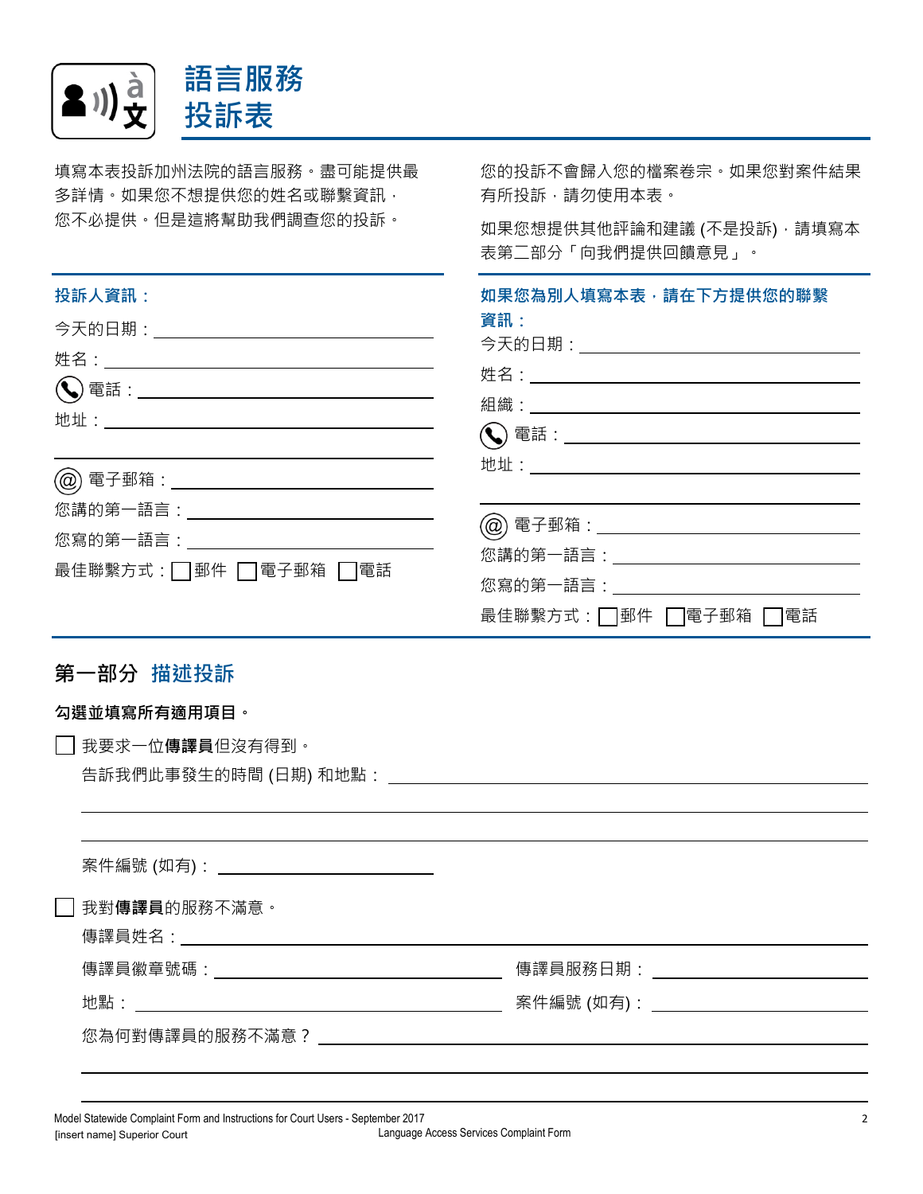# 語言服務投訴表

填寫本表投訴加州法院的語言服務。盡可能提供最多詳情。如果您不想提供您的姓名或聯繫資訊，您不必提供。但是這將幫助我們調查您的投訴。

您的投訴不會歸入您的檔案卷宗。如果您對案件結果有所投訴，請勿使用本表。

如果您想提供其他評論和建議 (不是投訴)，請填寫本表第二部分「向我們提供回饋意見」。

**投訴人資訊：**

今天的日期：______________________

姓名：______________________

電話：______________________

地址：______________________

______________________

電子郵箱：______________________

您講的第一語言：______________________

您寫的第一語言：______________________

最佳聯繫方式：☐ 郵件 ☐ 電子郵箱 ☐ 電話

**如果您為別人填寫本表，請在下方提供您的聯繫資訊：**

今天的日期：______________________

姓名：______________________

組織：______________________

電話：______________________

地址：______________________

______________________

電子郵箱：______________________

您講的第一語言：______________________

您寫的第一語言：______________________

最佳聯繫方式：☐ 郵件 ☐ 電子郵箱 ☐ 電話

## 第一部分 描述投訴

**勾選並填寫所有適用項目。**

☐ 我要求一位**傳譯員**但沒有得到。

告訴我們此事發生的時間 (日期) 和地點：______________________

______________________

______________________

案件編號 (如有)：______________________

☐ 我對**傳譯員**的服務不滿意。

傳譯員姓名：______________________

傳譯員徽章號碼：______________________ 傳譯員服務日期：______________________

地點：______________________ 案件編號 (如有)：______________________

您為何對傳譯員的服務不滿意？______________________

______________________

______________________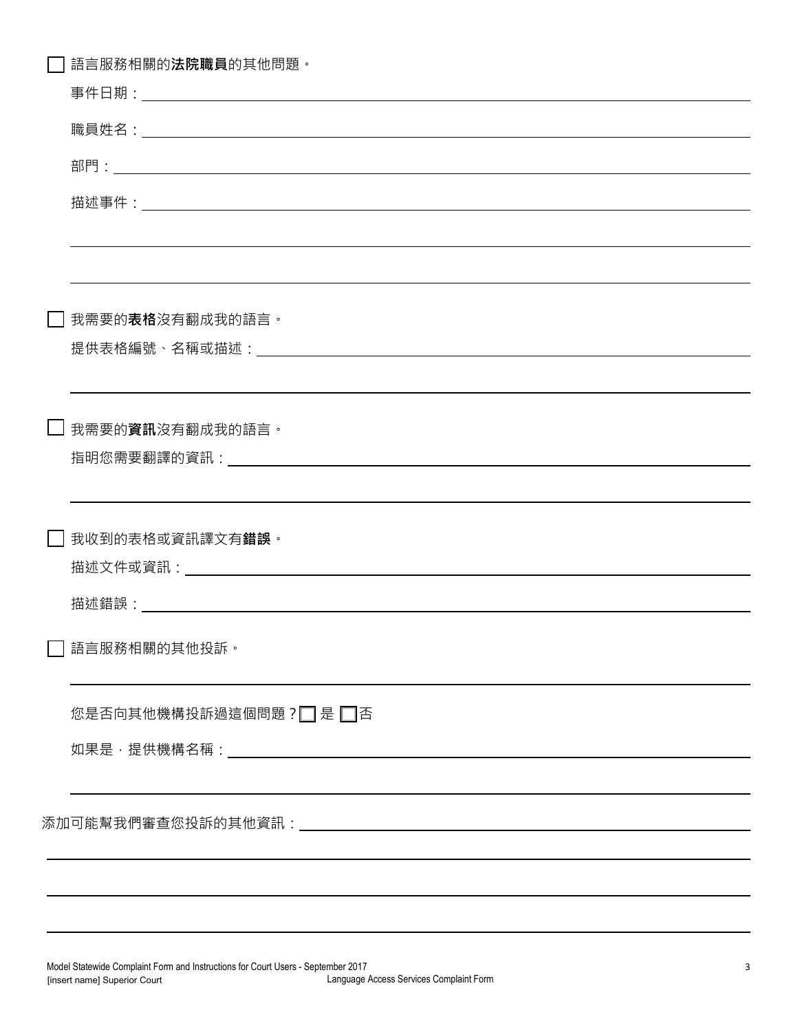☐ 語言服務相關的**法院職員**的其他問題。

事件日期：\_\_\_\_\_\_\_\_\_\_\_\_\_\_\_\_\_\_\_\_\_\_\_\_\_\_\_\_\_\_\_\_\_\_\_\_\_\_\_\_

職員姓名：\_\_\_\_\_\_\_\_\_\_\_\_\_\_\_\_\_\_\_\_\_\_\_\_\_\_\_\_\_\_\_\_\_\_\_\_\_\_\_\_

部門：\_\_\_\_\_\_\_\_\_\_\_\_\_\_\_\_\_\_\_\_\_\_\_\_\_\_\_\_\_\_\_\_\_\_\_\_\_\_\_\_\_\_\_\_

描述事件：\_\_\_\_\_\_\_\_\_\_\_\_\_\_\_\_\_\_\_\_\_\_\_\_\_\_\_\_\_\_\_\_\_\_\_\_\_\_\_\_

\_\_\_\_\_\_\_\_\_\_\_\_\_\_\_\_\_\_\_\_\_\_\_\_\_\_\_\_\_\_\_\_\_\_\_\_\_\_\_\_\_\_\_\_\_\_\_\_\_\_

\_\_\_\_\_\_\_\_\_\_\_\_\_\_\_\_\_\_\_\_\_\_\_\_\_\_\_\_\_\_\_\_\_\_\_\_\_\_\_\_\_\_\_\_\_\_\_\_\_\_

☐ 我需要的**表格**沒有翻成我的語言。

提供表格編號、名稱或描述：\_\_\_\_\_\_\_\_\_\_\_\_\_\_\_\_\_\_\_\_\_\_\_\_\_\_\_\_\_\_\_\_

\_\_\_\_\_\_\_\_\_\_\_\_\_\_\_\_\_\_\_\_\_\_\_\_\_\_\_\_\_\_\_\_\_\_\_\_\_\_\_\_\_\_\_\_\_\_\_\_\_\_

☐ 我需要的**資訊**沒有翻成我的語言。

指明您需要翻譯的資訊：\_\_\_\_\_\_\_\_\_\_\_\_\_\_\_\_\_\_\_\_\_\_\_\_\_\_\_\_\_\_\_\_\_\_

\_\_\_\_\_\_\_\_\_\_\_\_\_\_\_\_\_\_\_\_\_\_\_\_\_\_\_\_\_\_\_\_\_\_\_\_\_\_\_\_\_\_\_\_\_\_\_\_\_\_

☐ 我收到的表格或資訊譯文有**錯誤**。

描述文件或資訊：\_\_\_\_\_\_\_\_\_\_\_\_\_\_\_\_\_\_\_\_\_\_\_\_\_\_\_\_\_\_\_\_\_\_\_\_\_\_

描述錯誤：\_\_\_\_\_\_\_\_\_\_\_\_\_\_\_\_\_\_\_\_\_\_\_\_\_\_\_\_\_\_\_\_\_\_\_\_\_\_\_\_

☐ 語言服務相關的其他投訴。

\_\_\_\_\_\_\_\_\_\_\_\_\_\_\_\_\_\_\_\_\_\_\_\_\_\_\_\_\_\_\_\_\_\_\_\_\_\_\_\_\_\_\_\_\_\_\_\_\_\_

您是否向其他機構投訴過這個問題？☐ 是 ☐ 否

如果是，提供機構名稱：\_\_\_\_\_\_\_\_\_\_\_\_\_\_\_\_\_\_\_\_\_\_\_\_\_\_\_\_\_\_\_\_\_\_

\_\_\_\_\_\_\_\_\_\_\_\_\_\_\_\_\_\_\_\_\_\_\_\_\_\_\_\_\_\_\_\_\_\_\_\_\_\_\_\_\_\_\_\_\_\_\_\_\_\_

添加可能幫我們審查您投訴的其他資訊：\_\_\_\_\_\_\_\_\_\_\_\_\_\_\_\_\_\_\_\_\_\_\_\_\_\_

\_\_\_\_\_\_\_\_\_\_\_\_\_\_\_\_\_\_\_\_\_\_\_\_\_\_\_\_\_\_\_\_\_\_\_\_\_\_\_\_\_\_\_\_\_\_\_\_\_\_

\_\_\_\_\_\_\_\_\_\_\_\_\_\_\_\_\_\_\_\_\_\_\_\_\_\_\_\_\_\_\_\_\_\_\_\_\_\_\_\_\_\_\_\_\_\_\_\_\_\_

\_\_\_\_\_\_\_\_\_\_\_\_\_\_\_\_\_\_\_\_\_\_\_\_\_\_\_\_\_\_\_\_\_\_\_\_\_\_\_\_\_\_\_\_\_\_\_\_\_\_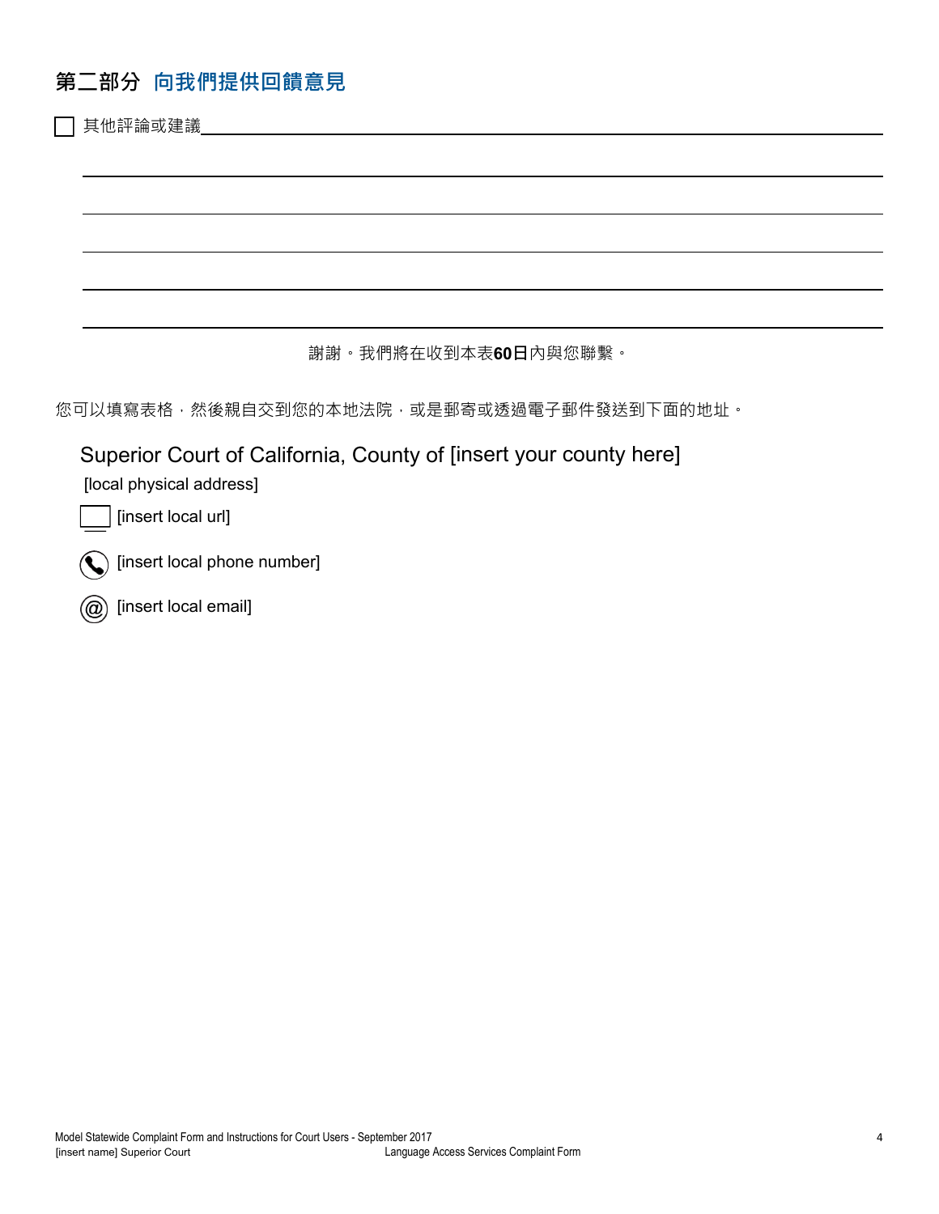## 第二部分 向我們提供回饋意見

☐ 其他評論或建議________________________________________________

_______________________________________________________________

_______________________________________________________________

_______________________________________________________________

_______________________________________________________________

_______________________________________________________________

謝謝。我們將在收到本表**60**日內與您聯繫。

您可以填寫表格，然後親自交到您的本地法院，或是郵寄或透過電子郵件發送到下面的地址。

Superior Court of California, County of [insert your county here]

[local physical address]

[insert local url]

[insert local phone number]

[insert local email]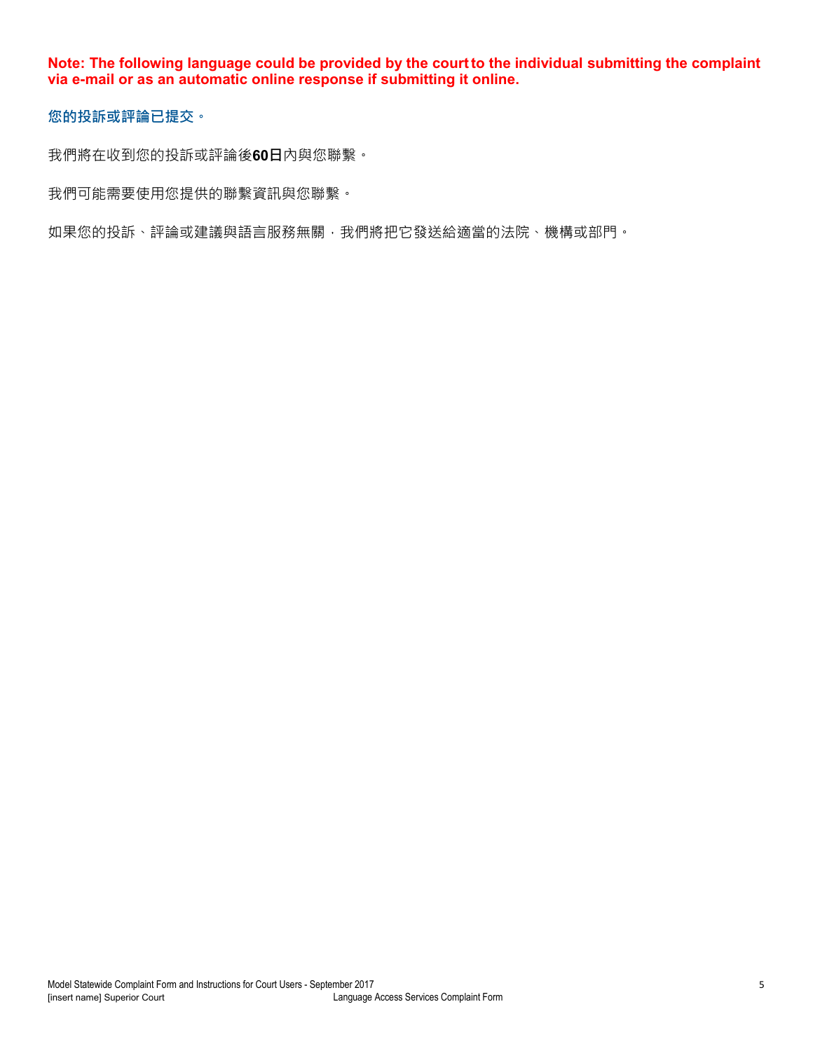**Note: The following language could be provided by the court to the individual submitting the complaint via e-mail or as an automatic online response if submitting it online.**

### 您的投訴或評論已提交。

我們將在收到您的投訴或評論後**60日**內與您聯繫。

我們可能需要使用您提供的聯繫資訊與您聯繫。

如果您的投訴、評論或建議與語言服務無關，我們將把它發送給適當的法院、機構或部門。